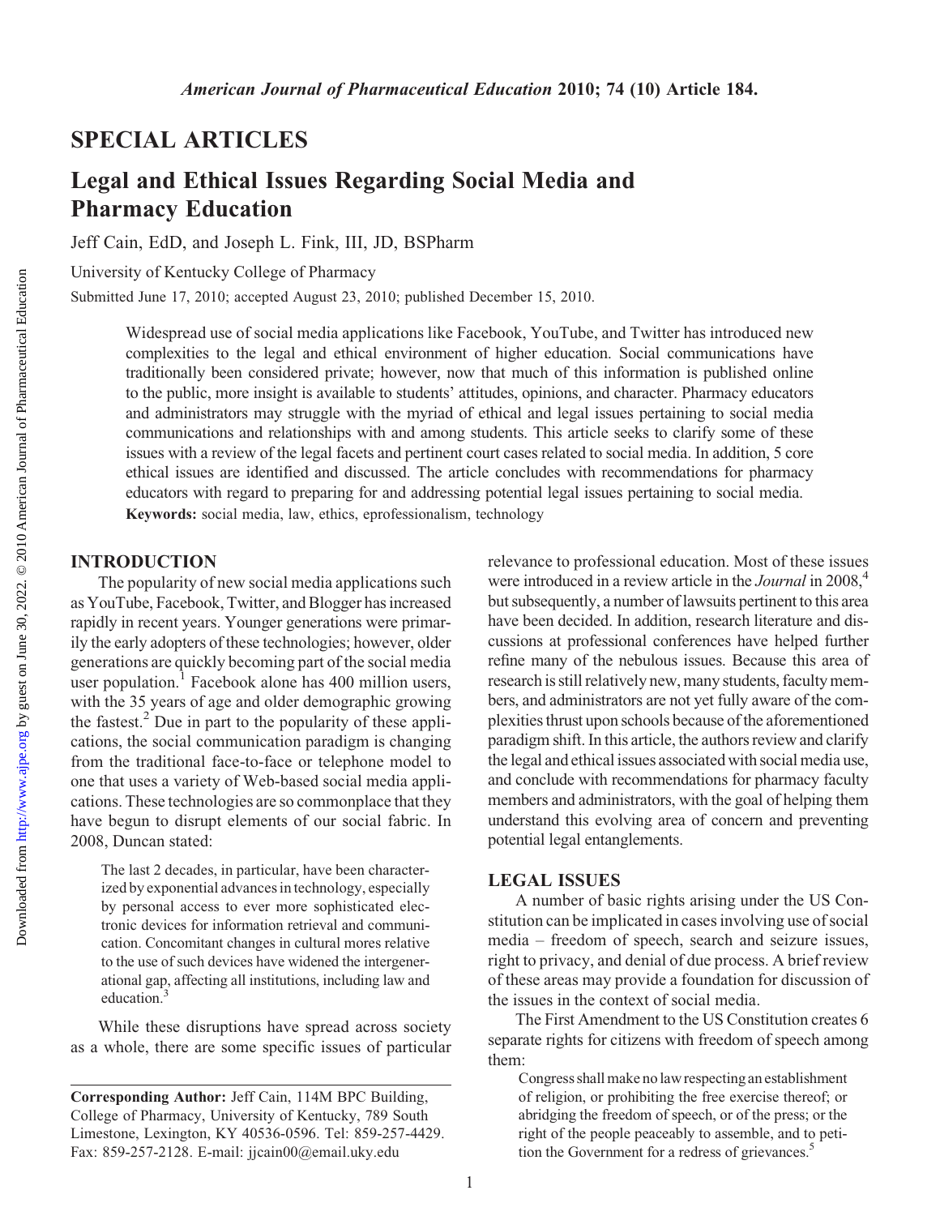## SPECIAL ARTICLES

# Legal and Ethical Issues Regarding Social Media and Pharmacy Education

Jeff Cain, EdD, and Joseph L. Fink, III, JD, BSPharm

University of Kentucky College of Pharmacy

Submitted June 17, 2010; accepted August 23, 2010; published December 15, 2010.

> Widespread use of social media applications like Facebook, YouTube, and Twitter has introduced new complexities to the legal and ethical environment of higher education. Social communications have traditionally been considered private; however, now that much of this information is published online to the public, more insight is available to students' attitudes, opinions, and character. Pharmacy educators and administrators may struggle with the myriad of ethical and legal issues pertaining to social media communications and relationships with and among students. This article seeks to clarify some of these issues with a review of the legal facets and pertinent court cases related to social media. In addition, 5 core ethical issues are identified and discussed. The article concludes with recommendations for pharmacy educators with regard to preparing for and addressing potential legal issues pertaining to social media.
>
> **Keywords:** social media, law, ethics, eprofessionalism, technology

## INTRODUCTION

The popularity of new social media applications such as YouTube, Facebook, Twitter, and Blogger has increased rapidly in recent years. Younger generations were primarily the early adopters of these technologies; however, older generations are quickly becoming part of the social media user population.[1] Facebook alone has 400 million users, with the 35 years of age and older demographic growing the fastest.[2] Due in part to the popularity of these applications, the social communication paradigm is changing from the traditional face-to-face or telephone model to one that uses a variety of Web-based social media applications. These technologies are so commonplace that they have begun to disrupt elements of our social fabric. In 2008, Duncan stated:

> The last 2 decades, in particular, have been characterized by exponential advances in technology, especially by personal access to ever more sophisticated electronic devices for information retrieval and communication. Concomitant changes in cultural mores relative to the use of such devices have widened the intergenerational gap, affecting all institutions, including law and education.[3]

While these disruptions have spread across society as a whole, there are some specific issues of particular relevance to professional education. Most of these issues were introduced in a review article in the *Journal* in 2008,[4] but subsequently, a number of lawsuits pertinent to this area have been decided. In addition, research literature and discussions at professional conferences have helped further refine many of the nebulous issues. Because this area of research is still relatively new, many students, faculty members, and administrators are not yet fully aware of the complexities thrust upon schools because of the aforementioned paradigm shift. In this article, the authors review and clarify the legal and ethical issues associated with social media use, and conclude with recommendations for pharmacy faculty members and administrators, with the goal of helping them understand this evolving area of concern and preventing potential legal entanglements.

## LEGAL ISSUES

A number of basic rights arising under the US Constitution can be implicated in cases involving use of social media – freedom of speech, search and seizure issues, right to privacy, and denial of due process. A brief review of these areas may provide a foundation for discussion of the issues in the context of social media.

The First Amendment to the US Constitution creates 6 separate rights for citizens with freedom of speech among them:

> Congress shall make no law respecting an establishment of religion, or prohibiting the free exercise thereof; or abridging the freedom of speech, or of the press; or the right of the people peaceably to assemble, and to petition the Government for a redress of grievances.[5]

---

**Corresponding Author:** Jeff Cain, 114M BPC Building, College of Pharmacy, University of Kentucky, 789 South Limestone, Lexington, KY 40536-0596. Tel: 859-257-4429. Fax: 859-257-2128. E-mail: jjcain00@email.uky.edu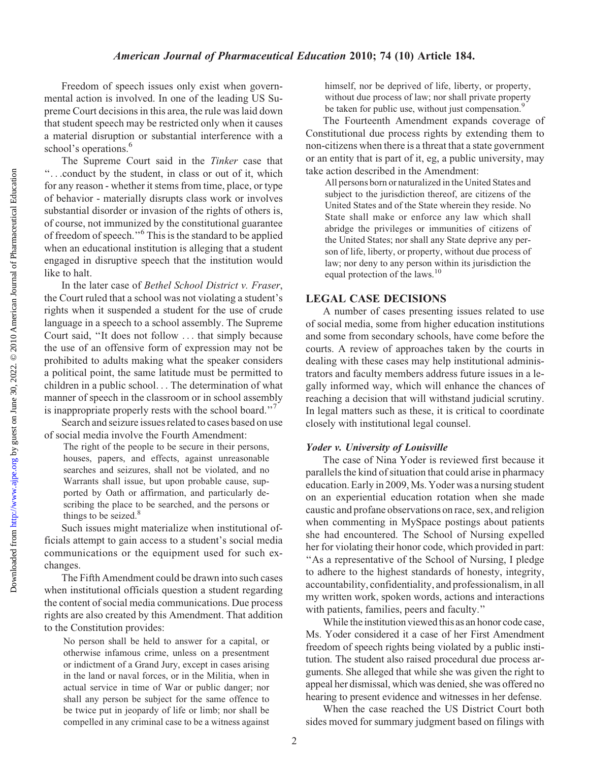Freedom of speech issues only exist when governmental action is involved. In one of the leading US Supreme Court decisions in this area, the rule was laid down that student speech may be restricted only when it causes a material disruption or substantial interference with a school's operations.[6]

The Supreme Court said in the *Tinker* case that "...conduct by the student, in class or out of it, which for any reason - whether it stems from time, place, or type of behavior - materially disrupts class work or involves substantial disorder or invasion of the rights of others is, of course, not immunized by the constitutional guarantee of freedom of speech."[6] This is the standard to be applied when an educational institution is alleging that a student engaged in disruptive speech that the institution would like to halt.

In the later case of *Bethel School District v. Fraser*, the Court ruled that a school was not violating a student's rights when it suspended a student for the use of crude language in a speech to a school assembly. The Supreme Court said, "It does not follow ... that simply because the use of an offensive form of expression may not be prohibited to adults making what the speaker considers a political point, the same latitude must be permitted to children in a public school... The determination of what manner of speech in the classroom or in school assembly is inappropriate properly rests with the school board."[7]

Search and seizure issues related to cases based on use of social media involve the Fourth Amendment:

> The right of the people to be secure in their persons, houses, papers, and effects, against unreasonable searches and seizures, shall not be violated, and no Warrants shall issue, but upon probable cause, supported by Oath or affirmation, and particularly describing the place to be searched, and the persons or things to be seized.[8]

Such issues might materialize when institutional officials attempt to gain access to a student's social media communications or the equipment used for such exchanges.

The Fifth Amendment could be drawn into such cases when institutional officials question a student regarding the content of social media communications. Due process rights are also created by this Amendment. That addition to the Constitution provides:

> No person shall be held to answer for a capital, or otherwise infamous crime, unless on a presentment or indictment of a Grand Jury, except in cases arising in the land or naval forces, or in the Militia, when in actual service in time of War or public danger; nor shall any person be subject for the same offence to be twice put in jeopardy of life or limb; nor shall be compelled in any criminal case to be a witness against himself, nor be deprived of life, liberty, or property, without due process of law; nor shall private property be taken for public use, without just compensation.[9]

The Fourteenth Amendment expands coverage of Constitutional due process rights by extending them to non-citizens when there is a threat that a state government or an entity that is part of it, eg, a public university, may take action described in the Amendment:

> All persons born or naturalized in the United States and subject to the jurisdiction thereof, are citizens of the United States and of the State wherein they reside. No State shall make or enforce any law which shall abridge the privileges or immunities of citizens of the United States; nor shall any State deprive any person of life, liberty, or property, without due process of law; nor deny to any person within its jurisdiction the equal protection of the laws.[10]

## LEGAL CASE DECISIONS

A number of cases presenting issues related to use of social media, some from higher education institutions and some from secondary schools, have come before the courts. A review of approaches taken by the courts in dealing with these cases may help institutional administrators and faculty members address future issues in a legally informed way, which will enhance the chances of reaching a decision that will withstand judicial scrutiny. In legal matters such as these, it is critical to coordinate closely with institutional legal counsel.

### *Yoder v. University of Louisville*

The case of Nina Yoder is reviewed first because it parallels the kind of situation that could arise in pharmacy education. Early in 2009, Ms. Yoder was a nursing student on an experiential education rotation when she made caustic and profane observations on race, sex, and religion when commenting in MySpace postings about patients she had encountered. The School of Nursing expelled her for violating their honor code, which provided in part: "As a representative of the School of Nursing, I pledge to adhere to the highest standards of honesty, integrity, accountability, confidentiality, and professionalism, in all my written work, spoken words, actions and interactions with patients, families, peers and faculty."

While the institution viewed this as an honor code case, Ms. Yoder considered it a case of her First Amendment freedom of speech rights being violated by a public institution. The student also raised procedural due process arguments. She alleged that while she was given the right to appeal her dismissal, which was denied, she was offered no hearing to present evidence and witnesses in her defense.

When the case reached the US District Court both sides moved for summary judgment based on filings with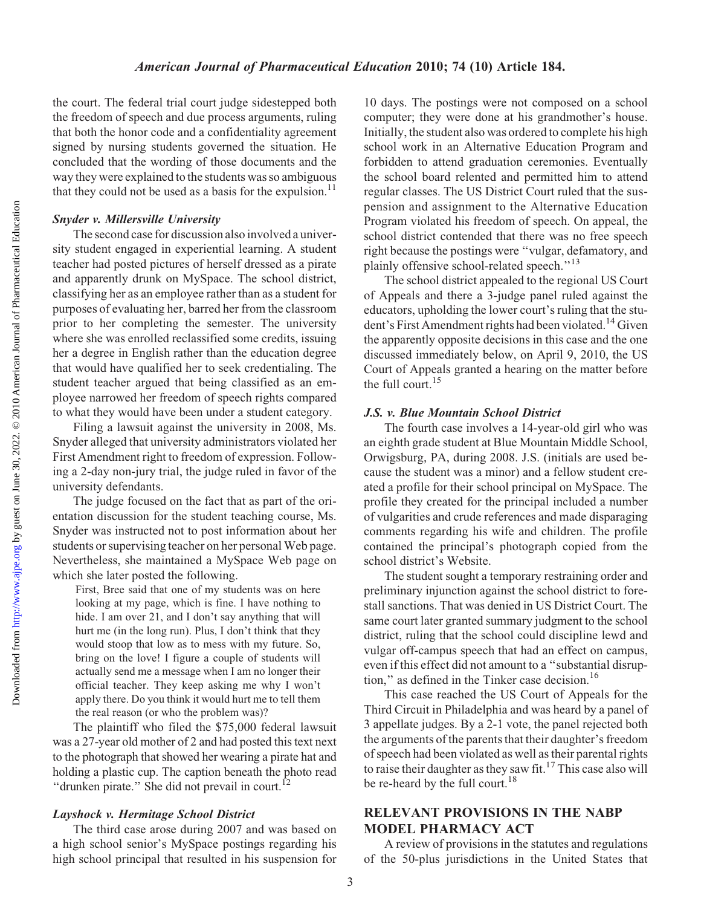the court. The federal trial court judge sidestepped both the freedom of speech and due process arguments, ruling that both the honor code and a confidentiality agreement signed by nursing students governed the situation. He concluded that the wording of those documents and the way they were explained to the students was so ambiguous that they could not be used as a basis for the expulsion.[11]

### *Snyder v. Millersville University*

The second case for discussion also involved a university student engaged in experiential learning. A student teacher had posted pictures of herself dressed as a pirate and apparently drunk on MySpace. The school district, classifying her as an employee rather than as a student for purposes of evaluating her, barred her from the classroom prior to her completing the semester. The university where she was enrolled reclassified some credits, issuing her a degree in English rather than the education degree that would have qualified her to seek credentialing. The student teacher argued that being classified as an employee narrowed her freedom of speech rights compared to what they would have been under a student category.

Filing a lawsuit against the university in 2008, Ms. Snyder alleged that university administrators violated her First Amendment right to freedom of expression. Following a 2-day non-jury trial, the judge ruled in favor of the university defendants.

The judge focused on the fact that as part of the orientation discussion for the student teaching course, Ms. Snyder was instructed not to post information about her students or supervising teacher on her personal Web page. Nevertheless, she maintained a MySpace Web page on which she later posted the following.

> First, Bree said that one of my students was on here looking at my page, which is fine. I have nothing to hide. I am over 21, and I don't say anything that will hurt me (in the long run). Plus, I don't think that they would stoop that low as to mess with my future. So, bring on the love! I figure a couple of students will actually send me a message when I am no longer their official teacher. They keep asking me why I won't apply there. Do you think it would hurt me to tell them the real reason (or who the problem was)?

The plaintiff who filed the $75,000 federal lawsuit was a 27-year old mother of 2 and had posted this text next to the photograph that showed her wearing a pirate hat and holding a plastic cup. The caption beneath the photo read "drunken pirate." She did not prevail in court.[12]

### *Layshock v. Hermitage School District*

The third case arose during 2007 and was based on a high school senior's MySpace postings regarding his high school principal that resulted in his suspension for 10 days. The postings were not composed on a school computer; they were done at his grandmother's house. Initially, the student also was ordered to complete his high school work in an Alternative Education Program and forbidden to attend graduation ceremonies. Eventually the school board relented and permitted him to attend regular classes. The US District Court ruled that the suspension and assignment to the Alternative Education Program violated his freedom of speech. On appeal, the school district contended that there was no free speech right because the postings were "vulgar, defamatory, and plainly offensive school-related speech."[13]

The school district appealed to the regional US Court of Appeals and there a 3-judge panel ruled against the educators, upholding the lower court's ruling that the student's First Amendment rights had been violated.[14] Given the apparently opposite decisions in this case and the one discussed immediately below, on April 9, 2010, the US Court of Appeals granted a hearing on the matter before the full court.[15]

### *J.S. v. Blue Mountain School District*

The fourth case involves a 14-year-old girl who was an eighth grade student at Blue Mountain Middle School, Orwigsburg, PA, during 2008. J.S. (initials are used because the student was a minor) and a fellow student created a profile for their school principal on MySpace. The profile they created for the principal included a number of vulgarities and crude references and made disparaging comments regarding his wife and children. The profile contained the principal's photograph copied from the school district's Website.

The student sought a temporary restraining order and preliminary injunction against the school district to forestall sanctions. That was denied in US District Court. The same court later granted summary judgment to the school district, ruling that the school could discipline lewd and vulgar off-campus speech that had an effect on campus, even if this effect did not amount to a "substantial disruption," as defined in the Tinker case decision.[16]

This case reached the US Court of Appeals for the Third Circuit in Philadelphia and was heard by a panel of 3 appellate judges. By a 2-1 vote, the panel rejected both the arguments of the parents that their daughter's freedom of speech had been violated as well as their parental rights to raise their daughter as they saw fit.[17] This case also will be re-heard by the full court.[18]

## RELEVANT PROVISIONS IN THE NABP MODEL PHARMACY ACT

A review of provisions in the statutes and regulations of the 50-plus jurisdictions in the United States that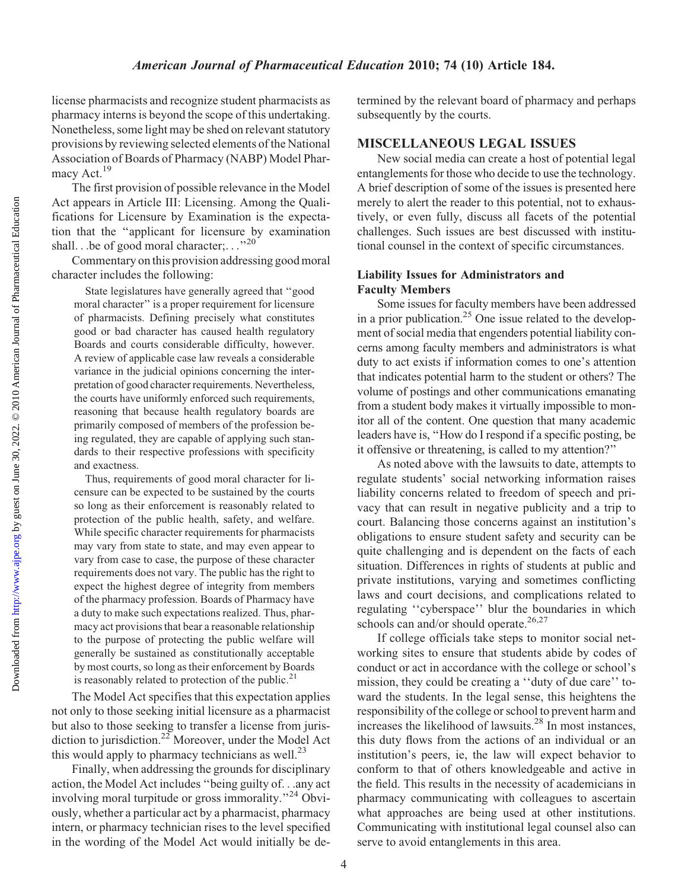license pharmacists and recognize student pharmacists as pharmacy interns is beyond the scope of this undertaking. Nonetheless, some light may be shed on relevant statutory provisions by reviewing selected elements of the National Association of Boards of Pharmacy (NABP) Model Pharmacy Act.[19]

The first provision of possible relevance in the Model Act appears in Article III: Licensing. Among the Qualifications for Licensure by Examination is the expectation that the "applicant for licensure by examination shall. . .be of good moral character;. . ."[20]

Commentary on this provision addressing good moral character includes the following:

> State legislatures have generally agreed that "good moral character" is a proper requirement for licensure of pharmacists. Defining precisely what constitutes good or bad character has caused health regulatory Boards and courts considerable difficulty, however. A review of applicable case law reveals a considerable variance in the judicial opinions concerning the interpretation of good character requirements. Nevertheless, the courts have uniformly enforced such requirements, reasoning that because health regulatory boards are primarily composed of members of the profession being regulated, they are capable of applying such standards to their respective professions with specificity and exactness.
>
> Thus, requirements of good moral character for licensure can be expected to be sustained by the courts so long as their enforcement is reasonably related to protection of the public health, safety, and welfare. While specific character requirements for pharmacists may vary from state to state, and may even appear to vary from case to case, the purpose of these character requirements does not vary. The public has the right to expect the highest degree of integrity from members of the pharmacy profession. Boards of Pharmacy have a duty to make such expectations realized. Thus, pharmacy act provisions that bear a reasonable relationship to the purpose of protecting the public welfare will generally be sustained as constitutionally acceptable by most courts, so long as their enforcement by Boards is reasonably related to protection of the public.[21]

The Model Act specifies that this expectation applies not only to those seeking initial licensure as a pharmacist but also to those seeking to transfer a license from jurisdiction to jurisdiction.[22] Moreover, under the Model Act this would apply to pharmacy technicians as well.[23]

Finally, when addressing the grounds for disciplinary action, the Model Act includes "being guilty of. . .any act involving moral turpitude or gross immorality."[24] Obviously, whether a particular act by a pharmacist, pharmacy intern, or pharmacy technician rises to the level specified in the wording of the Model Act would initially be determined by the relevant board of pharmacy and perhaps subsequently by the courts.

## MISCELLANEOUS LEGAL ISSUES

New social media can create a host of potential legal entanglements for those who decide to use the technology. A brief description of some of the issues is presented here merely to alert the reader to this potential, not to exhaustively, or even fully, discuss all facets of the potential challenges. Such issues are best discussed with institutional counsel in the context of specific circumstances.

### Liability Issues for Administrators and Faculty Members

Some issues for faculty members have been addressed in a prior publication.[25] One issue related to the development of social media that engenders potential liability concerns among faculty members and administrators is what duty to act exists if information comes to one's attention that indicates potential harm to the student or others? The volume of postings and other communications emanating from a student body makes it virtually impossible to monitor all of the content. One question that many academic leaders have is, "How do I respond if a specific posting, be it offensive or threatening, is called to my attention?"

As noted above with the lawsuits to date, attempts to regulate students' social networking information raises liability concerns related to freedom of speech and privacy that can result in negative publicity and a trip to court. Balancing those concerns against an institution's obligations to ensure student safety and security can be quite challenging and is dependent on the facts of each situation. Differences in rights of students at public and private institutions, varying and sometimes conflicting laws and court decisions, and complications related to regulating "cyberspace" blur the boundaries in which schools can and/or should operate.[26,27]

If college officials take steps to monitor social networking sites to ensure that students abide by codes of conduct or act in accordance with the college or school's mission, they could be creating a "duty of due care" toward the students. In the legal sense, this heightens the responsibility of the college or school to prevent harm and increases the likelihood of lawsuits.[28] In most instances, this duty flows from the actions of an individual or an institution's peers, ie, the law will expect behavior to conform to that of others knowledgeable and active in the field. This results in the necessity of academicians in pharmacy communicating with colleagues to ascertain what approaches are being used at other institutions. Communicating with institutional legal counsel also can serve to avoid entanglements in this area.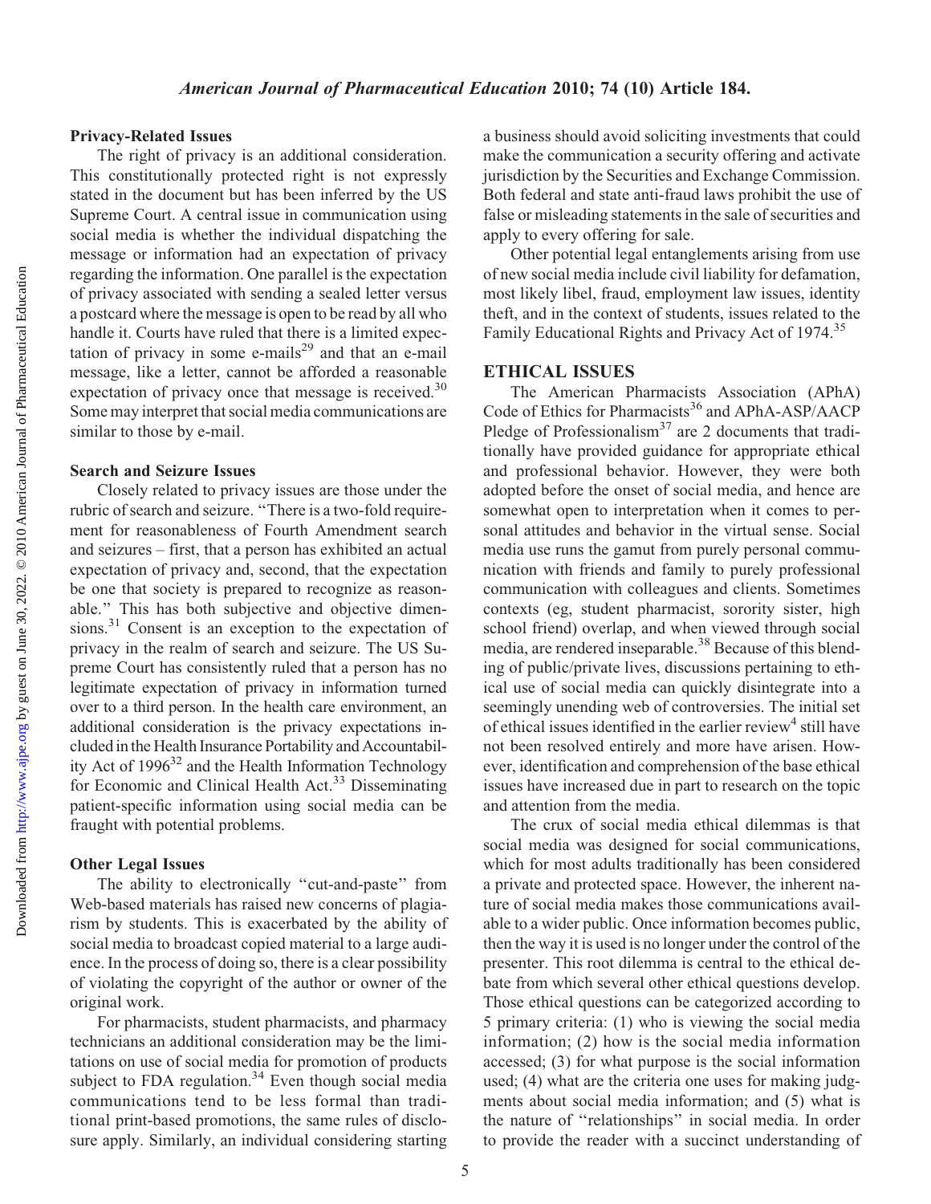### Privacy-Related Issues

The right of privacy is an additional consideration. This constitutionally protected right is not expressly stated in the document but has been inferred by the US Supreme Court. A central issue in communication using social media is whether the individual dispatching the message or information had an expectation of privacy regarding the information. One parallel is the expectation of privacy associated with sending a sealed letter versus a postcard where the message is open to be read by all who handle it. Courts have ruled that there is a limited expectation of privacy in some e-mails[29] and that an e-mail message, like a letter, cannot be afforded a reasonable expectation of privacy once that message is received.[30] Some may interpret that social media communications are similar to those by e-mail.

### Search and Seizure Issues

Closely related to privacy issues are those under the rubric of search and seizure. "There is a two-fold requirement for reasonableness of Fourth Amendment search and seizures – first, that a person has exhibited an actual expectation of privacy and, second, that the expectation be one that society is prepared to recognize as reasonable." This has both subjective and objective dimensions.[31] Consent is an exception to the expectation of privacy in the realm of search and seizure. The US Supreme Court has consistently ruled that a person has no legitimate expectation of privacy in information turned over to a third person. In the health care environment, an additional consideration is the privacy expectations included in the Health Insurance Portability and Accountability Act of 1996[32] and the Health Information Technology for Economic and Clinical Health Act.[33] Disseminating patient-specific information using social media can be fraught with potential problems.

### Other Legal Issues

The ability to electronically "cut-and-paste" from Web-based materials has raised new concerns of plagiarism by students. This is exacerbated by the ability of social media to broadcast copied material to a large audience. In the process of doing so, there is a clear possibility of violating the copyright of the author or owner of the original work.

For pharmacists, student pharmacists, and pharmacy technicians an additional consideration may be the limitations on use of social media for promotion of products subject to FDA regulation.[34] Even though social media communications tend to be less formal than traditional print-based promotions, the same rules of disclosure apply. Similarly, an individual considering starting a business should avoid soliciting investments that could make the communication a security offering and activate jurisdiction by the Securities and Exchange Commission. Both federal and state anti-fraud laws prohibit the use of false or misleading statements in the sale of securities and apply to every offering for sale.

Other potential legal entanglements arising from use of new social media include civil liability for defamation, most likely libel, fraud, employment law issues, identity theft, and in the context of students, issues related to the Family Educational Rights and Privacy Act of 1974.[35]

## ETHICAL ISSUES

The American Pharmacists Association (APhA) Code of Ethics for Pharmacists[36] and APhA-ASP/AACP Pledge of Professionalism[37] are 2 documents that traditionally have provided guidance for appropriate ethical and professional behavior. However, they were both adopted before the onset of social media, and hence are somewhat open to interpretation when it comes to personal attitudes and behavior in the virtual sense. Social media use runs the gamut from purely personal communication with friends and family to purely professional communication with colleagues and clients. Sometimes contexts (eg, student pharmacist, sorority sister, high school friend) overlap, and when viewed through social media, are rendered inseparable.[38] Because of this blending of public/private lives, discussions pertaining to ethical use of social media can quickly disintegrate into a seemingly unending web of controversies. The initial set of ethical issues identified in the earlier review[4] still have not been resolved entirely and more have arisen. However, identification and comprehension of the base ethical issues have increased due in part to research on the topic and attention from the media.

The crux of social media ethical dilemmas is that social media was designed for social communications, which for most adults traditionally has been considered a private and protected space. However, the inherent nature of social media makes those communications available to a wider public. Once information becomes public, then the way it is used is no longer under the control of the presenter. This root dilemma is central to the ethical debate from which several other ethical questions develop. Those ethical questions can be categorized according to 5 primary criteria: (1) who is viewing the social media information; (2) how is the social media information accessed; (3) for what purpose is the social information used; (4) what are the criteria one uses for making judgments about social media information; and (5) what is the nature of "relationships" in social media. In order to provide the reader with a succinct understanding of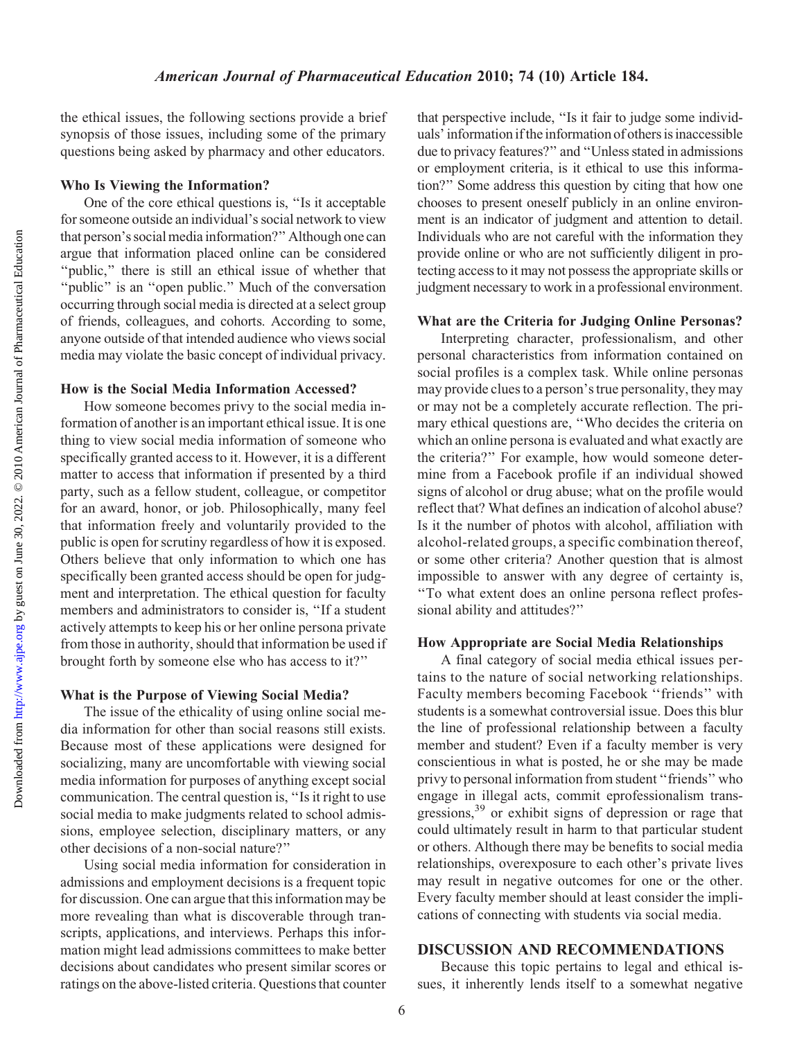the ethical issues, the following sections provide a brief synopsis of those issues, including some of the primary questions being asked by pharmacy and other educators.

### Who Is Viewing the Information?

One of the core ethical questions is, "Is it acceptable for someone outside an individual's social network to view that person's social media information?" Although one can argue that information placed online can be considered "public," there is still an ethical issue of whether that "public" is an "open public." Much of the conversation occurring through social media is directed at a select group of friends, colleagues, and cohorts. According to some, anyone outside of that intended audience who views social media may violate the basic concept of individual privacy.

### How is the Social Media Information Accessed?

How someone becomes privy to the social media information of another is an important ethical issue. It is one thing to view social media information of someone who specifically granted access to it. However, it is a different matter to access that information if presented by a third party, such as a fellow student, colleague, or competitor for an award, honor, or job. Philosophically, many feel that information freely and voluntarily provided to the public is open for scrutiny regardless of how it is exposed. Others believe that only information to which one has specifically been granted access should be open for judgment and interpretation. The ethical question for faculty members and administrators to consider is, "If a student actively attempts to keep his or her online persona private from those in authority, should that information be used if brought forth by someone else who has access to it?"

### What is the Purpose of Viewing Social Media?

The issue of the ethicality of using online social media information for other than social reasons still exists. Because most of these applications were designed for socializing, many are uncomfortable with viewing social media information for purposes of anything except social communication. The central question is, "Is it right to use social media to make judgments related to school admissions, employee selection, disciplinary matters, or any other decisions of a non-social nature?"

Using social media information for consideration in admissions and employment decisions is a frequent topic for discussion. One can argue that this information may be more revealing than what is discoverable through transcripts, applications, and interviews. Perhaps this information might lead admissions committees to make better decisions about candidates who present similar scores or ratings on the above-listed criteria. Questions that counter that perspective include, "Is it fair to judge some individuals' information if the information of others is inaccessible due to privacy features?" and "Unless stated in admissions or employment criteria, is it ethical to use this information?" Some address this question by citing that how one chooses to present oneself publicly in an online environment is an indicator of judgment and attention to detail. Individuals who are not careful with the information they provide online or who are not sufficiently diligent in protecting access to it may not possess the appropriate skills or judgment necessary to work in a professional environment.

### What are the Criteria for Judging Online Personas?

Interpreting character, professionalism, and other personal characteristics from information contained on social profiles is a complex task. While online personas may provide clues to a person's true personality, they may or may not be a completely accurate reflection. The primary ethical questions are, "Who decides the criteria on which an online persona is evaluated and what exactly are the criteria?" For example, how would someone determine from a Facebook profile if an individual showed signs of alcohol or drug abuse; what on the profile would reflect that? What defines an indication of alcohol abuse? Is it the number of photos with alcohol, affiliation with alcohol-related groups, a specific combination thereof, or some other criteria? Another question that is almost impossible to answer with any degree of certainty is, "To what extent does an online persona reflect professional ability and attitudes?"

### How Appropriate are Social Media Relationships

A final category of social media ethical issues pertains to the nature of social networking relationships. Faculty members becoming Facebook "friends" with students is a somewhat controversial issue. Does this blur the line of professional relationship between a faculty member and student? Even if a faculty member is very conscientious in what is posted, he or she may be made privy to personal information from student "friends" who engage in illegal acts, commit eprofessionalism transgressions,[39] or exhibit signs of depression or rage that could ultimately result in harm to that particular student or others. Although there may be benefits to social media relationships, overexposure to each other's private lives may result in negative outcomes for one or the other. Every faculty member should at least consider the implications of connecting with students via social media.

## DISCUSSION AND RECOMMENDATIONS

Because this topic pertains to legal and ethical issues, it inherently lends itself to a somewhat negative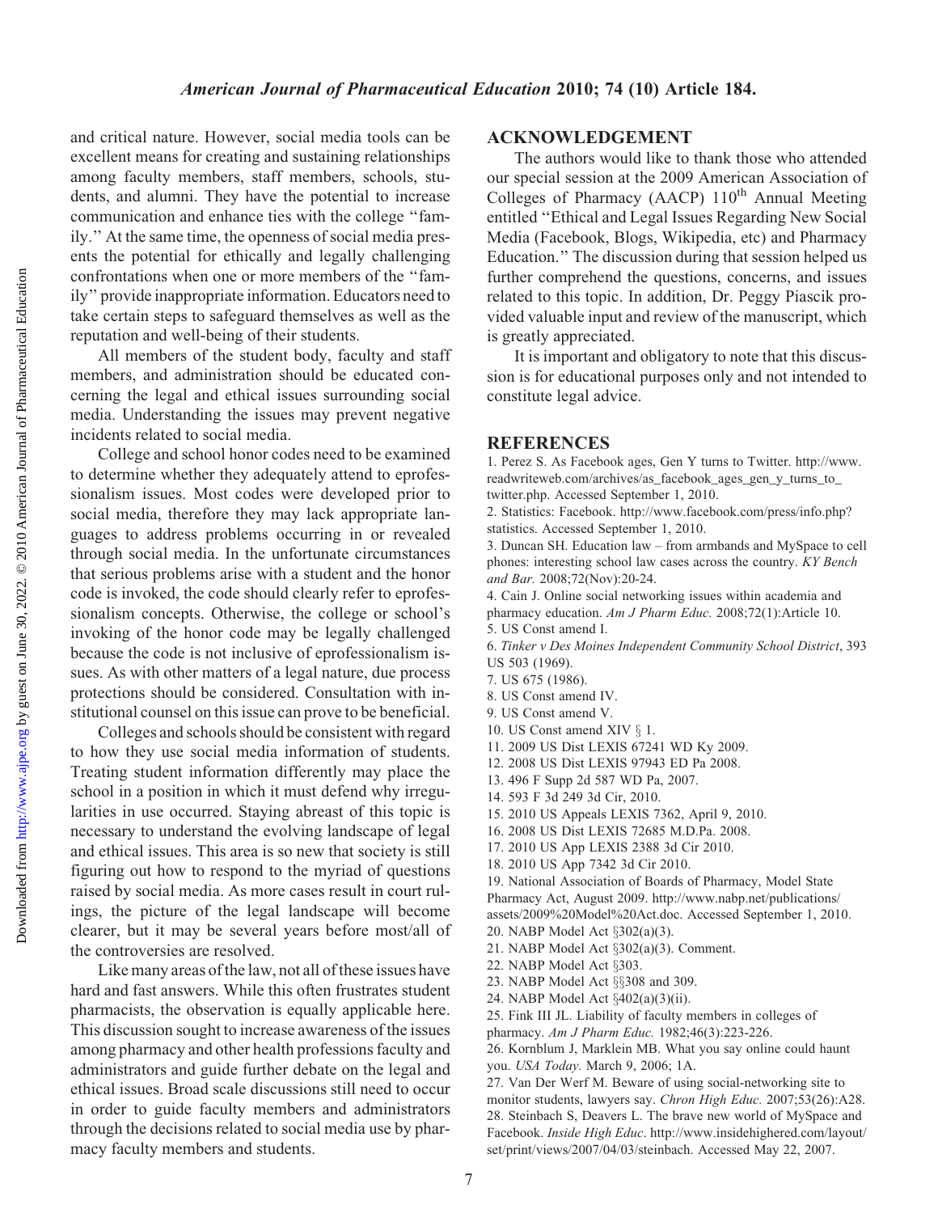and critical nature. However, social media tools can be excellent means for creating and sustaining relationships among faculty members, staff members, schools, students, and alumni. They have the potential to increase communication and enhance ties with the college "family." At the same time, the openness of social media presents the potential for ethically and legally challenging confrontations when one or more members of the "family" provide inappropriate information. Educators need to take certain steps to safeguard themselves as well as the reputation and well-being of their students.

All members of the student body, faculty and staff members, and administration should be educated concerning the legal and ethical issues surrounding social media. Understanding the issues may prevent negative incidents related to social media.

College and school honor codes need to be examined to determine whether they adequately attend to eprofessionalism issues. Most codes were developed prior to social media, therefore they may lack appropriate languages to address problems occurring in or revealed through social media. In the unfortunate circumstances that serious problems arise with a student and the honor code is invoked, the code should clearly refer to eprofessionalism concepts. Otherwise, the college or school's invoking of the honor code may be legally challenged because the code is not inclusive of eprofessionalism issues. As with other matters of a legal nature, due process protections should be considered. Consultation with institutional counsel on this issue can prove to be beneficial.

Colleges and schools should be consistent with regard to how they use social media information of students. Treating student information differently may place the school in a position in which it must defend why irregularities in use occurred. Staying abreast of this topic is necessary to understand the evolving landscape of legal and ethical issues. This area is so new that society is still figuring out how to respond to the myriad of questions raised by social media. As more cases result in court rulings, the picture of the legal landscape will become clearer, but it may be several years before most/all of the controversies are resolved.

Like many areas of the law, not all of these issues have hard and fast answers. While this often frustrates student pharmacists, the observation is equally applicable here. This discussion sought to increase awareness of the issues among pharmacy and other health professions faculty and administrators and guide further debate on the legal and ethical issues. Broad scale discussions still need to occur in order to guide faculty members and administrators through the decisions related to social media use by pharmacy faculty members and students.

## ACKNOWLEDGEMENT

The authors would like to thank those who attended our special session at the 2009 American Association of Colleges of Pharmacy (AACP) 110th Annual Meeting entitled "Ethical and Legal Issues Regarding New Social Media (Facebook, Blogs, Wikipedia, etc) and Pharmacy Education." The discussion during that session helped us further comprehend the questions, concerns, and issues related to this topic. In addition, Dr. Peggy Piascik provided valuable input and review of the manuscript, which is greatly appreciated.

It is important and obligatory to note that this discussion is for educational purposes only and not intended to constitute legal advice.

## REFERENCES

1. Perez S. As Facebook ages, Gen Y turns to Twitter. http://www.readwriteweb.com/archives/as_facebook_ages_gen_y_turns_to_twitter.php. Accessed September 1, 2010.
2. Statistics: Facebook. http://www.facebook.com/press/info.php?statistics. Accessed September 1, 2010.
3. Duncan SH. Education law – from armbands and MySpace to cell phones: interesting school law cases across the country. *KY Bench and Bar.* 2008;72(Nov):20-24.
4. Cain J. Online social networking issues within academia and pharmacy education. *Am J Pharm Educ.* 2008;72(1):Article 10.
5. US Const amend I.
6. *Tinker v Des Moines Independent Community School District*, 393 US 503 (1969).
7. US 675 (1986).
8. US Const amend IV.
9. US Const amend V.
10. US Const amend XIV § 1.
11. 2009 US Dist LEXIS 67241 WD Ky 2009.
12. 2008 US Dist LEXIS 97943 ED Pa 2008.
13. 496 F Supp 2d 587 WD Pa, 2007.
14. 593 F 3d 249 3d Cir, 2010.
15. 2010 US Appeals LEXIS 7362, April 9, 2010.
16. 2008 US Dist LEXIS 72685 M.D.Pa. 2008.
17. 2010 US App LEXIS 2388 3d Cir 2010.
18. 2010 US App 7342 3d Cir 2010.
19. National Association of Boards of Pharmacy, Model State Pharmacy Act, August 2009. http://www.nabp.net/publications/assets/2009%20Model%20Act.doc. Accessed September 1, 2010.
20. NABP Model Act §302(a)(3).
21. NABP Model Act §302(a)(3). Comment.
22. NABP Model Act §303.
23. NABP Model Act §§308 and 309.
24. NABP Model Act §402(a)(3)(ii).
25. Fink III JL. Liability of faculty members in colleges of pharmacy. *Am J Pharm Educ.* 1982;46(3):223-226.
26. Kornblum J, Marklein MB. What you say online could haunt you. *USA Today.* March 9, 2006; 1A.
27. Van Der Werf M. Beware of using social-networking site to monitor students, lawyers say. *Chron High Educ.* 2007;53(26):A28.
28. Steinbach S, Deavers L. The brave new world of MySpace and Facebook. *Inside High Educ*. http://www.insidehighered.com/layout/set/print/views/2007/04/03/steinbach. Accessed May 22, 2007.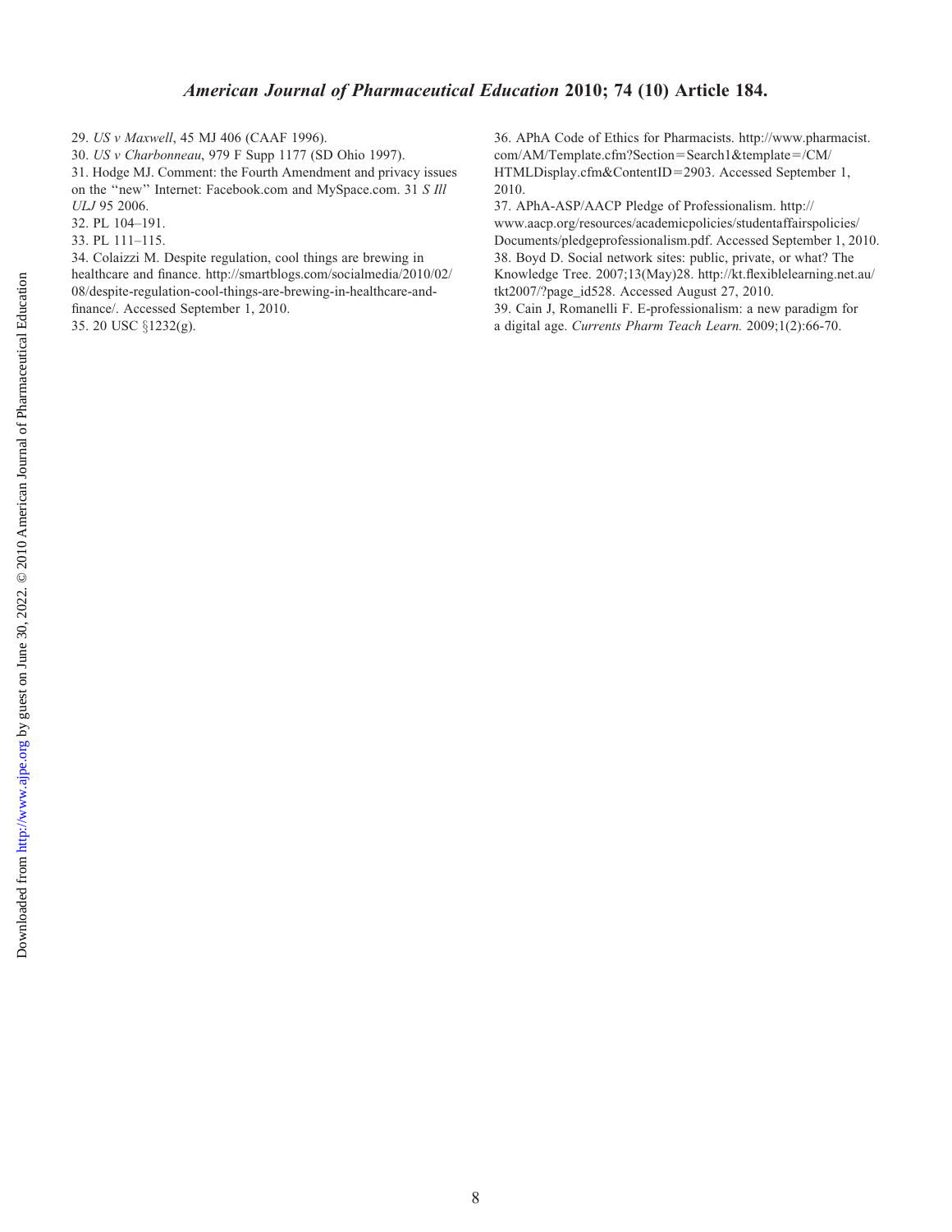29. *US v Maxwell*, 45 MJ 406 (CAAF 1996).

30. *US v Charbonneau*, 979 F Supp 1177 (SD Ohio 1997).

31. Hodge MJ. Comment: the Fourth Amendment and privacy issues on the ''new'' Internet: Facebook.com and MySpace.com. 31 *S Ill ULJ* 95 2006.

32. PL 104–191.

33. PL 111–115.

34. Colaizzi M. Despite regulation, cool things are brewing in healthcare and finance. http://smartblogs.com/socialmedia/2010/02/08/despite-regulation-cool-things-are-brewing-in-healthcare-and-finance/. Accessed September 1, 2010.

35. 20 USC §1232(g).

36. APhA Code of Ethics for Pharmacists. http://www.pharmacist.com/AM/Template.cfm?Section=Search1&template=/CM/HTMLDisplay.cfm&ContentID=2903. Accessed September 1, 2010.

37. APhA-ASP/AACP Pledge of Professionalism. http://www.aacp.org/resources/academicpolicies/studentaffairspolicies/Documents/pledgeprofessionalism.pdf. Accessed September 1, 2010.

38. Boyd D. Social network sites: public, private, or what? The Knowledge Tree. 2007;13(May)28. http://kt.flexiblelearning.net.au/tkt2007/?page_id528. Accessed August 27, 2010.

39. Cain J, Romanelli F. E-professionalism: a new paradigm for a digital age. *Currents Pharm Teach Learn.* 2009;1(2):66-70.